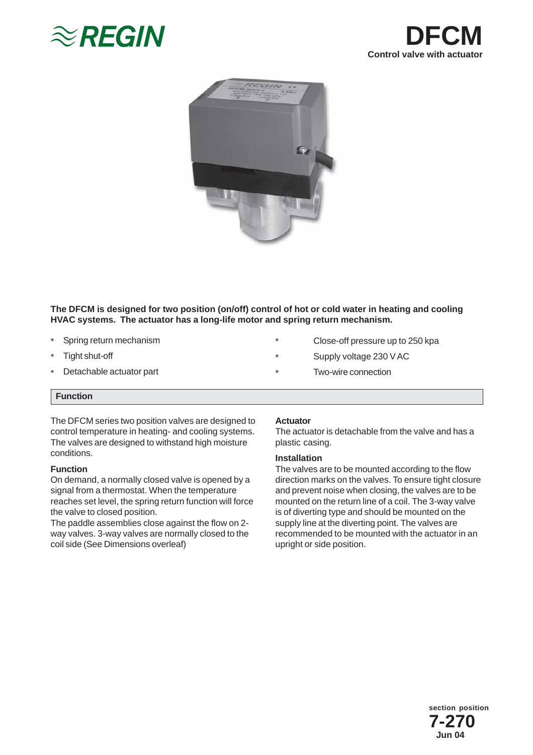# DFCM

**Control valve with actuator**

**The DFCM is designed for two position (on/off) control of hot or cold water in heating and cooling HVAC systems. The actuator has a long-life motor and spring return mechanism.**

- Spring return mechanism
- Tight shut-off
- Detachable actuator part
- Close-off pressure up to 250 kpa
- Supply voltage 230 V AC
- Two-wire connection

## Function

The DFCM series two position valves are designed to control temperature in heating- and cooling systems. The valves are designed to withstand high moisture conditions.

### Function

On demand, a normally closed valve is opened by a signal from a thermostat. When the temperature reaches set level, the spring return function will force the valve to closed position.

The paddle assemblies close against the flow on 2-way valves. 3-way valves are normally closed to the coil side (See Dimensions overleaf)

### Actuator

The actuator is detachable from the valve and has a plastic casing.

### Installation

The valves are to be mounted according to the flow direction marks on the valves. To ensure tight closure and prevent noise when closing, the valves are to be mounted on the return line of a coil. The 3-way valve is of diverting type and should be mounted on the supply line at the diverting point. The valves are recommended to be mounted with the actuator in an upright or side position.

section position
**7-270**
Jun 04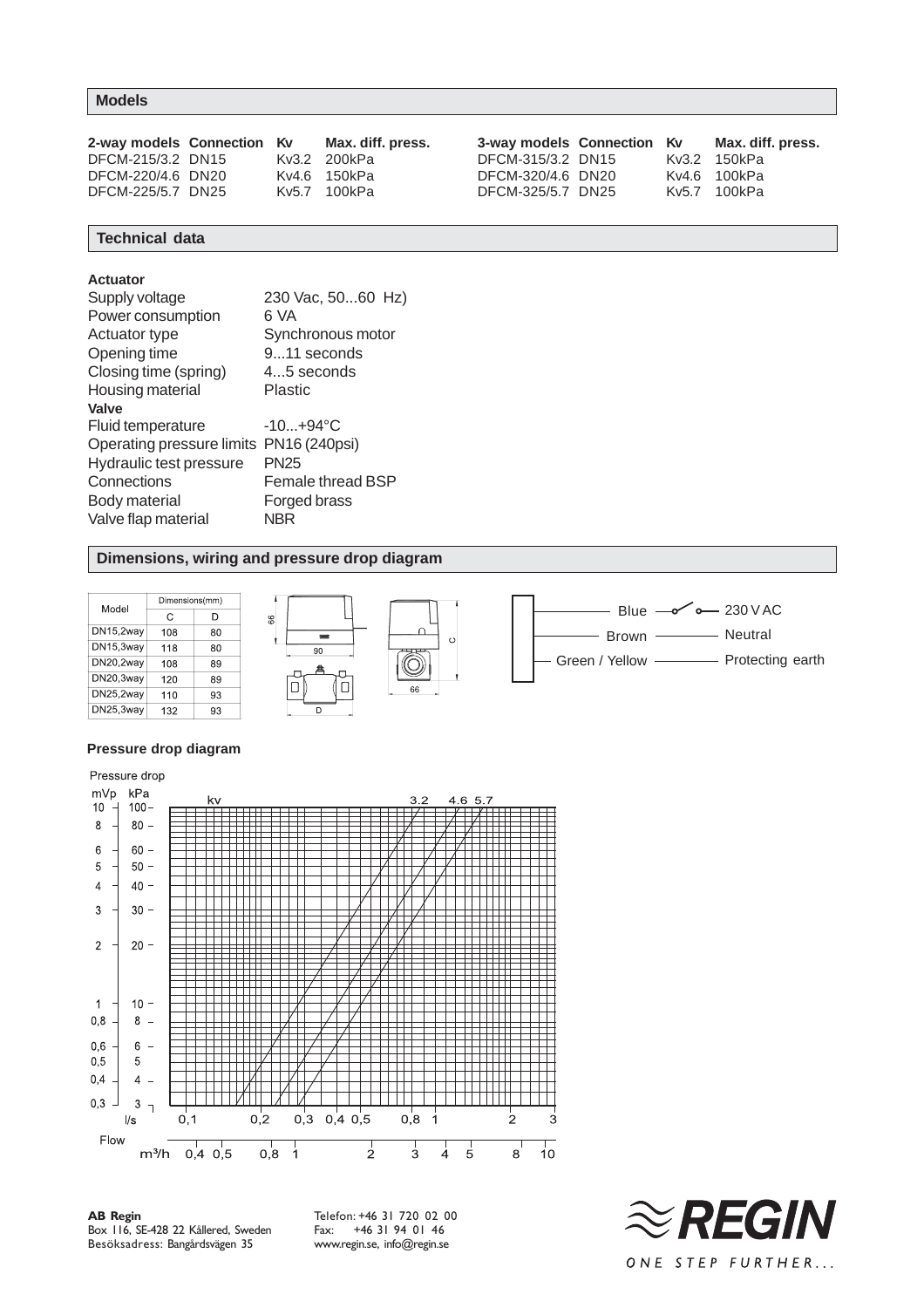## Models

| 2-way models | Connection | Kv | Max. diff. press. |
|---|---|---|---|
| DFCM-215/3.2 | DN15 | Kv3.2 | 200kPa |
| DFCM-220/4.6 | DN20 | Kv4.6 | 150kPa |
| DFCM-225/5.7 | DN25 | Kv5.7 | 100kPa |

| 3-way models | Connection | Kv | Max. diff. press. |
|---|---|---|---|
| DFCM-315/3.2 | DN15 | Kv3.2 | 150kPa |
| DFCM-320/4.6 | DN20 | Kv4.6 | 100kPa |
| DFCM-325/5.7 | DN25 | Kv5.7 | 100kPa |

## Technical data

**Actuator**

| | |
|---|---|
| Supply voltage | 230 Vac, 50...60 Hz) |
| Power consumption | 6 VA |
| Actuator type | Synchronous motor |
| Opening time | 9...11 seconds |
| Closing time (spring) | 4...5 seconds |
| Housing material | Plastic |

**Valve**

| | |
|---|---|
| Fluid temperature | -10...+94°C |
| Operating pressure limits | PN16 (240psi) |
| Hydraulic test pressure | PN25 |
| Connections | Female thread BSP |
| Body material | Forged brass |
| Valve flap material | NBR |

## Dimensions, wiring and pressure drop diagram

| Model | Dimensions(mm) | |
|---|---|---|
| | C | D |
| DN15,2way | 108 | 80 |
| DN15,3way | 118 | 80 |
| DN20,2way | 108 | 89 |
| DN20,3way | 120 | 89 |
| DN25,2way | 110 | 93 |
| DN25,3way | 132 | 93 |

66
90
D
C
66

Blue — 230 V AC
Brown — Neutral
Green / Yellow — Protecting earth

### Pressure drop diagram

Pressure drop
mVp kPa
10 100
8 80
6 60
5 50
4 40
3 30
2 20
1 10
0,8 8
0,6 6
0,5 5
0,4 4
0,3 3
kv 3.2 4.6 5.7
l/s 0,1 0,2 0,3 0,4 0,5 0,8 1 2 3
Flow
m³/h 0,4 0,5 0,8 1 2 3 4 5 8 10

**AB Regin**
Box 116, SE-428 22 Kållered, Sweden
Besöksadress: Bangårdsvägen 35

Telefon: +46 31 720 02 00
Fax: +46 31 94 01 46
www.regin.se, info@regin.se

REGIN
ONE STEP FURTHER...